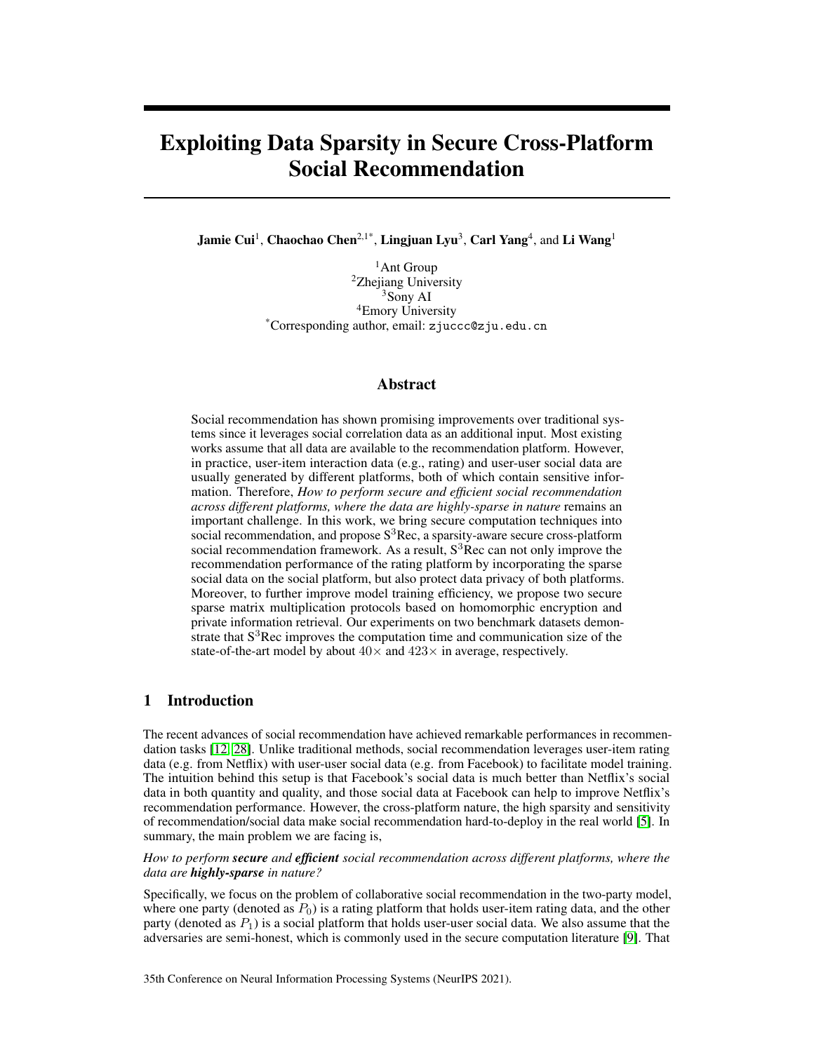# Exploiting Data Sparsity in Secure Cross-Platform Social Recommendation

**Jamie Cui**[1], **Chaochao Chen**[2,1*], **Lingjuan Lyu**[3], **Carl Yang**[4], and **Li Wang**[1]

[1]Ant Group
[2]Zhejiang University
[3]Sony AI
[4]Emory University
[*]Corresponding author, email: zjuccc@zju.edu.cn

## Abstract

Social recommendation has shown promising improvements over traditional systems since it leverages social correlation data as an additional input. Most existing works assume that all data are available to the recommendation platform. However, in practice, user-item interaction data (e.g., rating) and user-user social data are usually generated by different platforms, both of which contain sensitive information. Therefore, *How to perform secure and efficient social recommendation across different platforms, where the data are highly-sparse in nature* remains an important challenge. In this work, we bring secure computation techniques into social recommendation, and propose S$^3$Rec, a sparsity-aware secure cross-platform social recommendation framework. As a result, S$^3$Rec can not only improve the recommendation performance of the rating platform by incorporating the sparse social data on the social platform, but also protect data privacy of both platforms. Moreover, to further improve model training efficiency, we propose two secure sparse matrix multiplication protocols based on homomorphic encryption and private information retrieval. Our experiments on two benchmark datasets demonstrate that S$^3$Rec improves the computation time and communication size of the state-of-the-art model by about $40\times$ and $423\times$ in average, respectively.

## 1 Introduction

The recent advances of social recommendation have achieved remarkable performances in recommendation tasks [12, 28]. Unlike traditional methods, social recommendation leverages user-item rating data (e.g. from Netflix) with user-user social data (e.g. from Facebook) to facilitate model training. The intuition behind this setup is that Facebook's social data is much better than Netflix's social data in both quantity and quality, and those social data at Facebook can help to improve Netflix's recommendation performance. However, the cross-platform nature, the high sparsity and sensitivity of recommendation/social data make social recommendation hard-to-deploy in the real world [5]. In summary, the main problem we are facing is,

*How to perform **secure** and **efficient** social recommendation across different platforms, where the data are **highly-sparse** in nature?*

Specifically, we focus on the problem of collaborative social recommendation in the two-party model, where one party (denoted as $P_0$) is a rating platform that holds user-item rating data, and the other party (denoted as $P_1$) is a social platform that holds user-user social data. We also assume that the adversaries are semi-honest, which is commonly used in the secure computation literature [9]. That

35th Conference on Neural Information Processing Systems (NeurIPS 2021).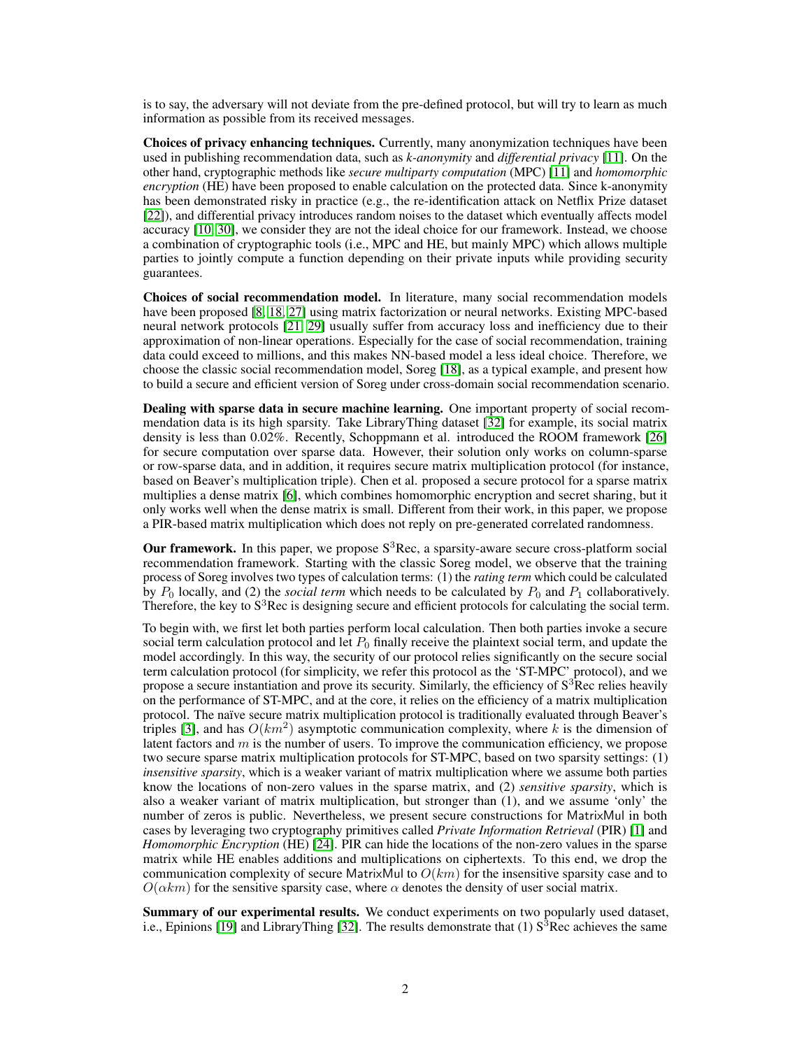is to say, the adversary will not deviate from the pre-defined protocol, but will try to learn as much information as possible from its received messages.

**Choices of privacy enhancing techniques.** Currently, many anonymization techniques have been used in publishing recommendation data, such as *k-anonymity* and *differential privacy* [11]. On the other hand, cryptographic methods like *secure multiparty computation* (MPC) [11] and *homomorphic encryption* (HE) have been proposed to enable calculation on the protected data. Since k-anonymity has been demonstrated risky in practice (e.g., the re-identification attack on Netflix Prize dataset [22]), and differential privacy introduces random noises to the dataset which eventually affects model accuracy [10, 30], we consider they are not the ideal choice for our framework. Instead, we choose a combination of cryptographic tools (i.e., MPC and HE, but mainly MPC) which allows multiple parties to jointly compute a function depending on their private inputs while providing security guarantees.

**Choices of social recommendation model.** In literature, many social recommendation models have been proposed [8, 18, 27] using matrix factorization or neural networks. Existing MPC-based neural network protocols [21, 29] usually suffer from accuracy loss and inefficiency due to their approximation of non-linear operations. Especially for the case of social recommendation, training data could exceed to millions, and this makes NN-based model a less ideal choice. Therefore, we choose the classic social recommendation model, Soreg [18], as a typical example, and present how to build a secure and efficient version of Soreg under cross-domain social recommendation scenario.

**Dealing with sparse data in secure machine learning.** One important property of social recommendation data is its high sparsity. Take LibraryThing dataset [32] for example, its social matrix density is less than 0.02%. Recently, Schoppmann et al. introduced the ROOM framework [26] for secure computation over sparse data. However, their solution only works on column-sparse or row-sparse data, and in addition, it requires secure matrix multiplication protocol (for instance, based on Beaver's multiplication triple). Chen et al. proposed a secure protocol for a sparse matrix multiplies a dense matrix [6], which combines homomorphic encryption and secret sharing, but it only works well when the dense matrix is small. Different from their work, in this paper, we propose a PIR-based matrix multiplication which does not reply on pre-generated correlated randomness.

**Our framework.** In this paper, we propose S$^3$Rec, a sparsity-aware secure cross-platform social recommendation framework. Starting with the classic Soreg model, we observe that the training process of Soreg involves two types of calculation terms: (1) the *rating term* which could be calculated by $P_0$ locally, and (2) the *social term* which needs to be calculated by $P_0$ and $P_1$ collaboratively. Therefore, the key to S$^3$Rec is designing secure and efficient protocols for calculating the social term.

To begin with, we first let both parties perform local calculation. Then both parties invoke a secure social term calculation protocol and let $P_0$ finally receive the plaintext social term, and update the model accordingly. In this way, the security of our protocol relies significantly on the secure social term calculation protocol (for simplicity, we refer this protocol as the 'ST-MPC' protocol), and we propose a secure instantiation and prove its security. Similarly, the efficiency of S$^3$Rec relies heavily on the performance of ST-MPC, and at the core, it relies on the efficiency of a matrix multiplication protocol. The naïve secure matrix multiplication protocol is traditionally evaluated through Beaver's triples [3], and has $O(km^2)$ asymptotic communication complexity, where $k$ is the dimension of latent factors and $m$ is the number of users. To improve the communication efficiency, we propose two secure sparse matrix multiplication protocols for ST-MPC, based on two sparsity settings: (1) *insensitive sparsity*, which is a weaker variant of matrix multiplication where we assume both parties know the locations of non-zero values in the sparse matrix, and (2) *sensitive sparsity*, which is also a weaker variant of matrix multiplication, but stronger than (1), and we assume 'only' the number of zeros is public. Nevertheless, we present secure constructions for MatrixMul in both cases by leveraging two cryptography primitives called *Private Information Retrieval* (PIR) [1] and *Homomorphic Encryption* (HE) [24]. PIR can hide the locations of the non-zero values in the sparse matrix while HE enables additions and multiplications on ciphertexts. To this end, we drop the communication complexity of secure MatrixMul to $O(km)$ for the insensitive sparsity case and to $O(\alpha km)$ for the sensitive sparsity case, where $\alpha$ denotes the density of user social matrix.

**Summary of our experimental results.** We conduct experiments on two popularly used dataset, i.e., Epinions [19] and LibraryThing [32]. The results demonstrate that (1) S$^3$Rec achieves the same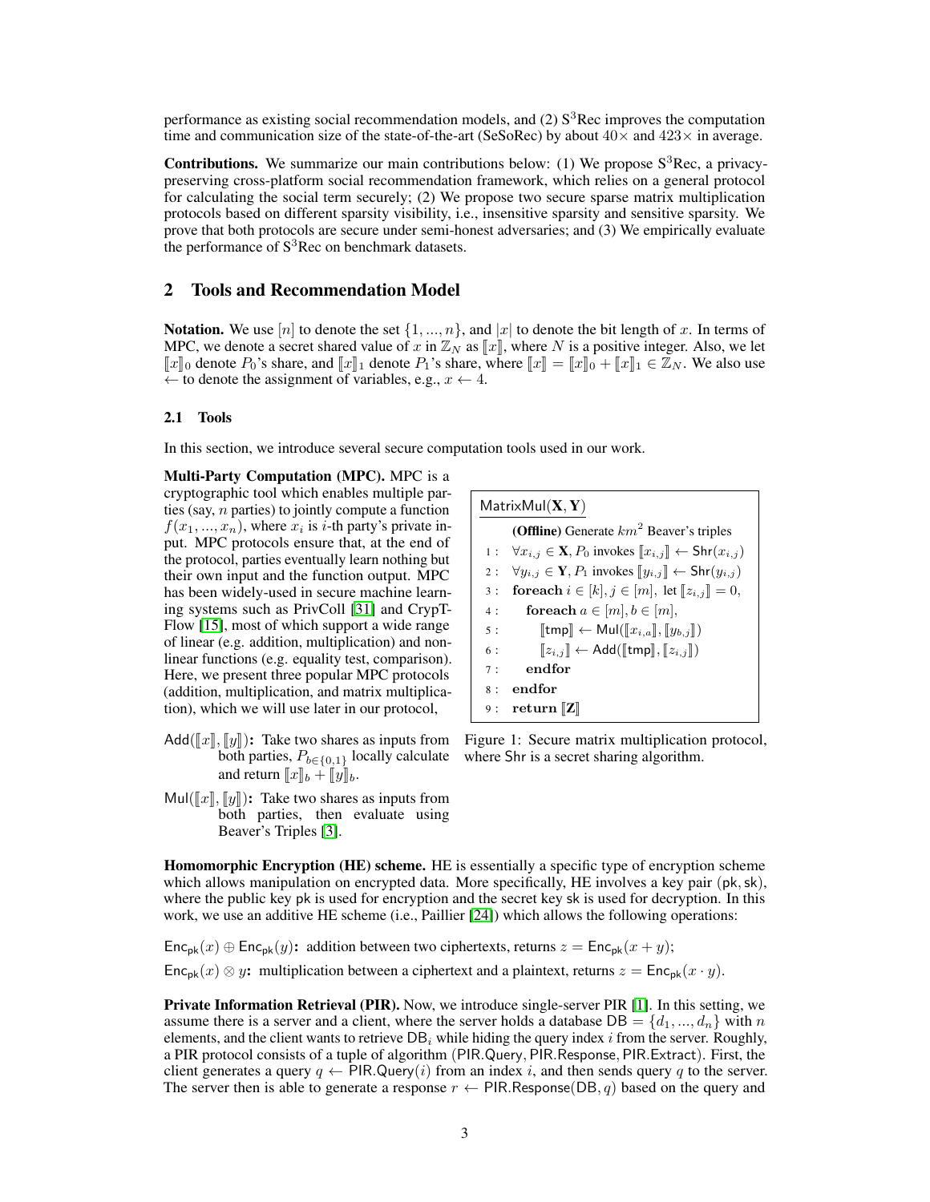performance as existing social recommendation models, and (2) S$^3$Rec improves the computation time and communication size of the state-of-the-art (SeSoRec) by about $40\times$ and $423\times$ in average.

**Contributions.** We summarize our main contributions below: (1) We propose S$^3$Rec, a privacy-preserving cross-platform social recommendation framework, which relies on a general protocol for calculating the social term securely; (2) We propose two secure sparse matrix multiplication protocols based on different sparsity visibility, i.e., insensitive sparsity and sensitive sparsity. We prove that both protocols are secure under semi-honest adversaries; and (3) We empirically evaluate the performance of S$^3$Rec on benchmark datasets.

## 2 Tools and Recommendation Model

**Notation.** We use $[n]$ to denote the set $\{1, ..., n\}$, and $|x|$ to denote the bit length of $x$. In terms of MPC, we denote a secret shared value of $x$ in $\mathbb{Z}_N$ as $[\![x]\!]$, where $N$ is a positive integer. Also, we let $[\![x]\!]_0$ denote $P_0$'s share, and $[\![x]\!]_1$ denote $P_1$'s share, where $[\![x]\!] = [\![x]\!]_0 + [\![x]\!]_1 \in \mathbb{Z}_N$. We also use $\leftarrow$ to denote the assignment of variables, e.g., $x \leftarrow 4$.

### 2.1 Tools

In this section, we introduce several secure computation tools used in our work.

**Multi-Party Computation (MPC).** MPC is a cryptographic tool which enables multiple parties (say, $n$ parties) to jointly compute a function $f(x_1, ..., x_n)$, where $x_i$ is $i$-th party's private input. MPC protocols ensure that, at the end of the protocol, parties eventually learn nothing but their own input and the function output. MPC has been widely-used in secure machine learning systems such as PrivColl [31] and CrypTFlow [15], most of which support a wide range of linear (e.g. addition, multiplication) and non-linear functions (e.g. equality test, comparison). Here, we present three popular MPC protocols (addition, multiplication, and matrix multiplication), which we will use later in our protocol,

$\mathsf{Add}([\![x]\!], [\![y]\!])$**:** Take two shares as inputs from both parties, $P_{b\in\{0,1\}}$ locally calculate and return $[\![x]\!]_b + [\![y]\!]_b$.

$\mathsf{Mul}([\![x]\!], [\![y]\!])$**:** Take two shares as inputs from both parties, then evaluate using Beaver's Triples [3].

```
MatrixMul(X, Y)
   (Offline) Generate km^2 Beaver's triples
1:  ∀x_{i,j} ∈ X, P_0 invokes [[x_{i,j}]] ← Shr(x_{i,j})
2:  ∀y_{i,j} ∈ Y, P_1 invokes [[y_{i,j}]] ← Shr(y_{i,j})
3:  foreach i ∈ [k], j ∈ [m], let [[z_{i,j}]] = 0,
4:     foreach a ∈ [m], b ∈ [m],
5:        [[tmp]] ← Mul([[x_{i,a}]], [[y_{b,j}]])
6:        [[z_{i,j}]] ← Add([[tmp]], [[z_{i,j}]])
7:     endfor
8:  endfor
9:  return [[Z]]
```

Figure 1: Secure matrix multiplication protocol, where $\mathsf{Shr}$ is a secret sharing algorithm.

**Homomorphic Encryption (HE) scheme.** HE is essentially a specific type of encryption scheme which allows manipulation on encrypted data. More specifically, HE involves a key pair $(\mathsf{pk}, \mathsf{sk})$, where the public key $\mathsf{pk}$ is used for encryption and the secret key $\mathsf{sk}$ is used for decryption. In this work, we use an additive HE scheme (i.e., Paillier [24]) which allows the following operations:

$\mathsf{Enc}_{\mathsf{pk}}(x) \oplus \mathsf{Enc}_{\mathsf{pk}}(y)$**:** addition between two ciphertexts, returns $z = \mathsf{Enc}_{\mathsf{pk}}(x + y)$;

$\mathsf{Enc}_{\mathsf{pk}}(x) \otimes y$**:** multiplication between a ciphertext and a plaintext, returns $z = \mathsf{Enc}_{\mathsf{pk}}(x \cdot y)$.

**Private Information Retrieval (PIR).** Now, we introduce single-server PIR [1]. In this setting, we assume there is a server and a client, where the server holds a database $\mathsf{DB} = \{d_1, ..., d_n\}$ with $n$ elements, and the client wants to retrieve $\mathsf{DB}_i$ while hiding the query index $i$ from the server. Roughly, a PIR protocol consists of a tuple of algorithm $(\mathsf{PIR.Query}, \mathsf{PIR.Response}, \mathsf{PIR.Extract})$. First, the client generates a query $q \leftarrow \mathsf{PIR.Query}(i)$ from an index $i$, and then sends query $q$ to the server. The server then is able to generate a response $r \leftarrow \mathsf{PIR.Response}(\mathsf{DB}, q)$ based on the query and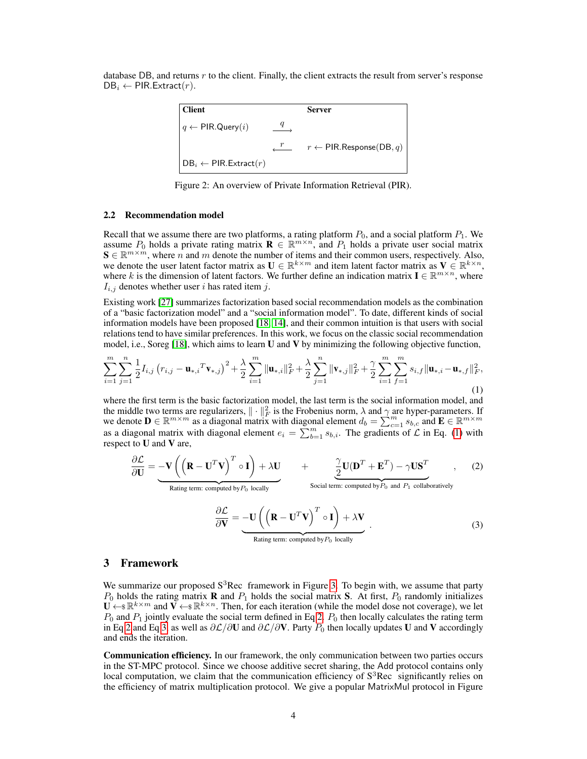database DB, and returns $r$ to the client. Finally, the client extracts the result from server's response $\mathsf{DB}_i \leftarrow \mathsf{PIR.Extract}(r)$.

| Client | | Server |
|---|---|---|
| $q \leftarrow \mathsf{PIR.Query}(i)$ | $\xrightarrow{q}$ | |
| | $\xleftarrow{r}$ | $r \leftarrow \mathsf{PIR.Response}(\mathsf{DB}, q)$ |
| $\mathsf{DB}_i \leftarrow \mathsf{PIR.Extract}(r)$ | | |

Figure 2: An overview of Private Information Retrieval (PIR).

### 2.2 Recommendation model

Recall that we assume there are two platforms, a rating platform $P_0$, and a social platform $P_1$. We assume $P_0$ holds a private rating matrix $\mathbf{R} \in \mathbb{R}^{m \times n}$, and $P_1$ holds a private user social matrix $\mathbf{S} \in \mathbb{R}^{m \times m}$, where $n$ and $m$ denote the number of items and their common users, respectively. Also, we denote the user latent factor matrix as $\mathbf{U} \in \mathbb{R}^{k \times m}$ and item latent factor matrix as $\mathbf{V} \in \mathbb{R}^{k \times n}$, where $k$ is the dimension of latent factors. We further define an indication matrix $\mathbf{I} \in \mathbb{R}^{m \times n}$, where $I_{i,j}$ denotes whether user $i$ has rated item $j$.

Existing work [27] summarizes factorization based social recommendation models as the combination of a "basic factorization model" and a "social information model". To date, different kinds of social information models have been proposed [18, 14], and their common intuition is that users with social relations tend to have similar preferences. In this work, we focus on the classic social recommendation model, i.e., Soreg [18], which aims to learn $\mathbf{U}$ and $\mathbf{V}$ by minimizing the following objective function,

$$\sum_{i=1}^{m}\sum_{j=1}^{n}\frac{1}{2}I_{i,j}\left(r_{i,j}-\mathbf{u}_{*,i}{}^{T}\mathbf{v}_{*,j}\right)^2+\frac{\lambda}{2}\sum_{i=1}^{m}\|\mathbf{u}_{*,i}\|_F^2+\frac{\lambda}{2}\sum_{j=1}^{n}\|\mathbf{v}_{*,j}\|_F^2+\frac{\gamma}{2}\sum_{i=1}^{m}\sum_{f=1}^{m}s_{i,f}\|\mathbf{u}_{*,i}-\mathbf{u}_{*,f}\|_F^2, \tag{1}$$

where the first term is the basic factorization model, the last term is the social information model, and the middle two terms are regularizers, $\|\cdot\|_F^2$ is the Frobenius norm, $\lambda$ and $\gamma$ are hyper-parameters. If we denote $\mathbf{D} \in \mathbb{R}^{m \times m}$ as a diagonal matrix with diagonal element $d_b = \sum_{c=1}^{m} s_{b,c}$ and $\mathbf{E} \in \mathbb{R}^{m \times m}$ as a diagonal matrix with diagonal element $e_i = \sum_{b=1}^{m} s_{b,i}$. The gradients of $\mathcal{L}$ in Eq. (1) with respect to $\mathbf{U}$ and $\mathbf{V}$ are,

$$\frac{\partial \mathcal{L}}{\partial \mathbf{U}} = \underbrace{-\mathbf{V}\left(\left(\mathbf{R}-\mathbf{U}^T\mathbf{V}\right)^T \circ \mathbf{I}\right)+\lambda\mathbf{U}}_{\text{Rating term: computed by } P_0 \text{ locally}} \quad + \quad \underbrace{\frac{\gamma}{2}\mathbf{U}(\mathbf{D}^T+\mathbf{E}^T)-\gamma\mathbf{U}\mathbf{S}^T}_{\text{Social term: computed by } P_0 \text{ and } P_1 \text{ collaboratively}}, \tag{2}$$

$$\frac{\partial \mathcal{L}}{\partial \mathbf{V}} = \underbrace{-\mathbf{U}\left(\left(\mathbf{R}-\mathbf{U}^T\mathbf{V}\right)^T \circ \mathbf{I}\right)+\lambda\mathbf{V}}_{\text{Rating term: computed by } P_0 \text{ locally}}. \tag{3}$$

## 3 Framework

We summarize our proposed S$^3$Rec framework in Figure 3. To begin with, we assume that party $P_0$ holds the rating matrix $\mathbf{R}$ and $P_1$ holds the social matrix $\mathbf{S}$. At first, $P_0$ randomly initializes $\mathbf{U} \leftarrow_{\$} \mathbb{R}^{k \times m}$ and $\mathbf{V} \leftarrow_{\$} \mathbb{R}^{k \times n}$. Then, for each iteration (while the model dose not coverage), we let $P_0$ and $P_1$ jointly evaluate the social term defined in Eq 2. $P_0$ then locally calculates the rating term in Eq 2 and Eq 3, as well as $\partial\mathcal{L}/\partial\mathbf{U}$ and $\partial\mathcal{L}/\partial\mathbf{V}$. Party $P_0$ then locally updates $\mathbf{U}$ and $\mathbf{V}$ accordingly and ends the iteration.

**Communication efficiency.** In our framework, the only communication between two parties occurs in the ST-MPC protocol. Since we choose additive secret sharing, the Add protocol contains only local computation, we claim that the communication efficiency of S$^3$Rec significantly relies on the efficiency of matrix multiplication protocol. We give a popular MatrixMul protocol in Figure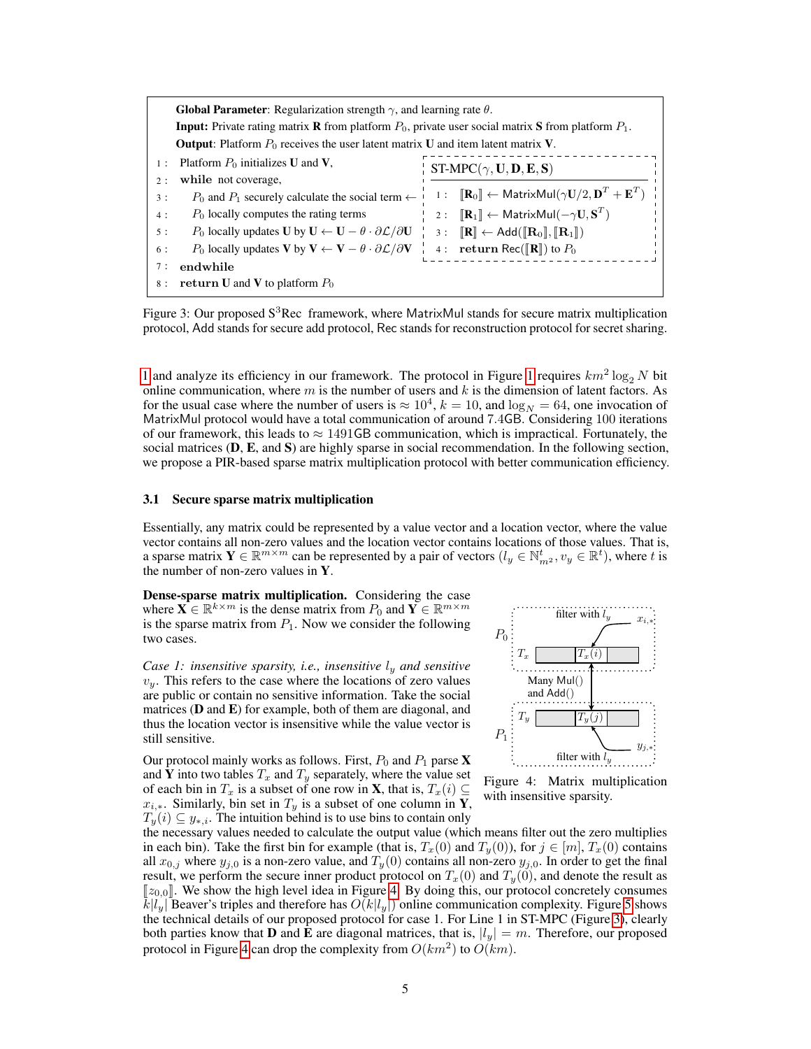**Global Parameter**: Regularization strength $\gamma$, and learning rate $\theta$.

**Input:** Private rating matrix $\mathbf{R}$ from platform $P_0$, private user social matrix $\mathbf{S}$ from platform $P_1$.

**Output**: Platform $P_0$ receives the user latent matrix $\mathbf{U}$ and item latent matrix $\mathbf{V}$.

```
1 : Platform P0 initializes U and V,
2 : while not coverage,
3 :     P0 and P1 securely calculate the social term ←
4 :     P0 locally computes the rating terms
5 :     P0 locally updates U by U ← U − θ · ∂L/∂U
6 :     P0 locally updates V by V ← V − θ · ∂L/∂V
7 : endwhile
8 : return U and V to platform P0
```

ST-MPC($\gamma, \mathbf{U}, \mathbf{D}, \mathbf{E}, \mathbf{S}$)

1 : $[\![\mathbf{R}_0]\!] \leftarrow \mathsf{MatrixMul}(\gamma \mathbf{U}/2, \mathbf{D}^T + \mathbf{E}^T)$

2 : $[\![\mathbf{R}_1]\!] \leftarrow \mathsf{MatrixMul}(-\gamma \mathbf{U}, \mathbf{S}^T)$

3 : $[\![\mathbf{R}]\!] \leftarrow \mathsf{Add}([\![\mathbf{R}_0]\!], [\![\mathbf{R}_1]\!])$

4 : **return** $\mathsf{Rec}([\![\mathbf{R}]\!])$ to $P_0$

Figure 3: Our proposed S$^3$Rec framework, where MatrixMul stands for secure matrix multiplication protocol, Add stands for secure add protocol, Rec stands for reconstruction protocol for secret sharing.

1 and analyze its efficiency in our framework. The protocol in Figure 1 requires $km^2 \log_2 N$ bit online communication, where $m$ is the number of users and $k$ is the dimension of latent factors. As for the usual case where the number of users is $\approx 10^4$, $k = 10$, and $\log_N = 64$, one invocation of MatrixMul protocol would have a total communication of around 7.4GB. Considering 100 iterations of our framework, this leads to $\approx 1491$GB communication, which is impractical. Fortunately, the social matrices ($\mathbf{D}$, $\mathbf{E}$, and $\mathbf{S}$) are highly sparse in social recommendation. In the following section, we propose a PIR-based sparse matrix multiplication protocol with better communication efficiency.

### 3.1 Secure sparse matrix multiplication

Essentially, any matrix could be represented by a value vector and a location vector, where the value vector contains all non-zero values and the location vector contains locations of those values. That is, a sparse matrix $\mathbf{Y} \in \mathbb{R}^{m \times m}$ can be represented by a pair of vectors ($l_y \in \mathbb{N}^t_{m^2}, v_y \in \mathbb{R}^t$), where $t$ is the number of non-zero values in $\mathbf{Y}$.

**Dense-sparse matrix multiplication.** Considering the case where $\mathbf{X} \in \mathbb{R}^{k \times m}$ is the dense matrix from $P_0$ and $\mathbf{Y} \in \mathbb{R}^{m \times m}$ is the sparse matrix from $P_1$. Now we consider the following two cases.

*Case 1: insensitive sparsity, i.e., insensitive $l_y$ and sensitive $v_y$.* This refers to the case where the locations of zero values are public or contain no sensitive information. Take the social matrices ($\mathbf{D}$ and $\mathbf{E}$) for example, both of them are diagonal, and thus the location vector is insensitive while the value vector is still sensitive.

Our protocol mainly works as follows. First, $P_0$ and $P_1$ parse $\mathbf{X}$ and $\mathbf{Y}$ into two tables $T_x$ and $T_y$ separately, where the value set of each bin in $T_x$ is a subset of one row in $\mathbf{X}$, that is, $T_x(i) \subseteq x_{i,*}$. Similarly, bin set in $T_y$ is a subset of one column in $\mathbf{Y}$, $T_y(i) \subseteq y_{*,i}$. The intuition behind is to use bins to contain only the necessary values needed to calculate the output value (which means filter out the zero multiplies in each bin). Take the first bin for example (that is, $T_x(0)$ and $T_y(0)$), for $j \in [m]$, $T_x(0)$ contains all $x_{0,j}$ where $y_{j,0}$ is a non-zero value, and $T_y(0)$ contains all non-zero $y_{j,0}$. In order to get the final result, we perform the secure inner product protocol on $T_x(0)$ and $T_y(0)$, and denote the result as $[\![z_{0,0}]\!]$. We show the high level idea in Figure 4. By doing this, our protocol concretely consumes $k|l_y|$ Beaver's triples and therefore has $O(k|l_y|)$ online communication complexity. Figure 5 shows the technical details of our proposed protocol for case 1. For Line 1 in ST-MPC (Figure 3), clearly both parties know that $\mathbf{D}$ and $\mathbf{E}$ are diagonal matrices, that is, $|l_y| = m$. Therefore, our proposed protocol in Figure 4 can drop the complexity from $O(km^2)$ to $O(km)$.

Figure 4: Matrix multiplication with insensitive sparsity.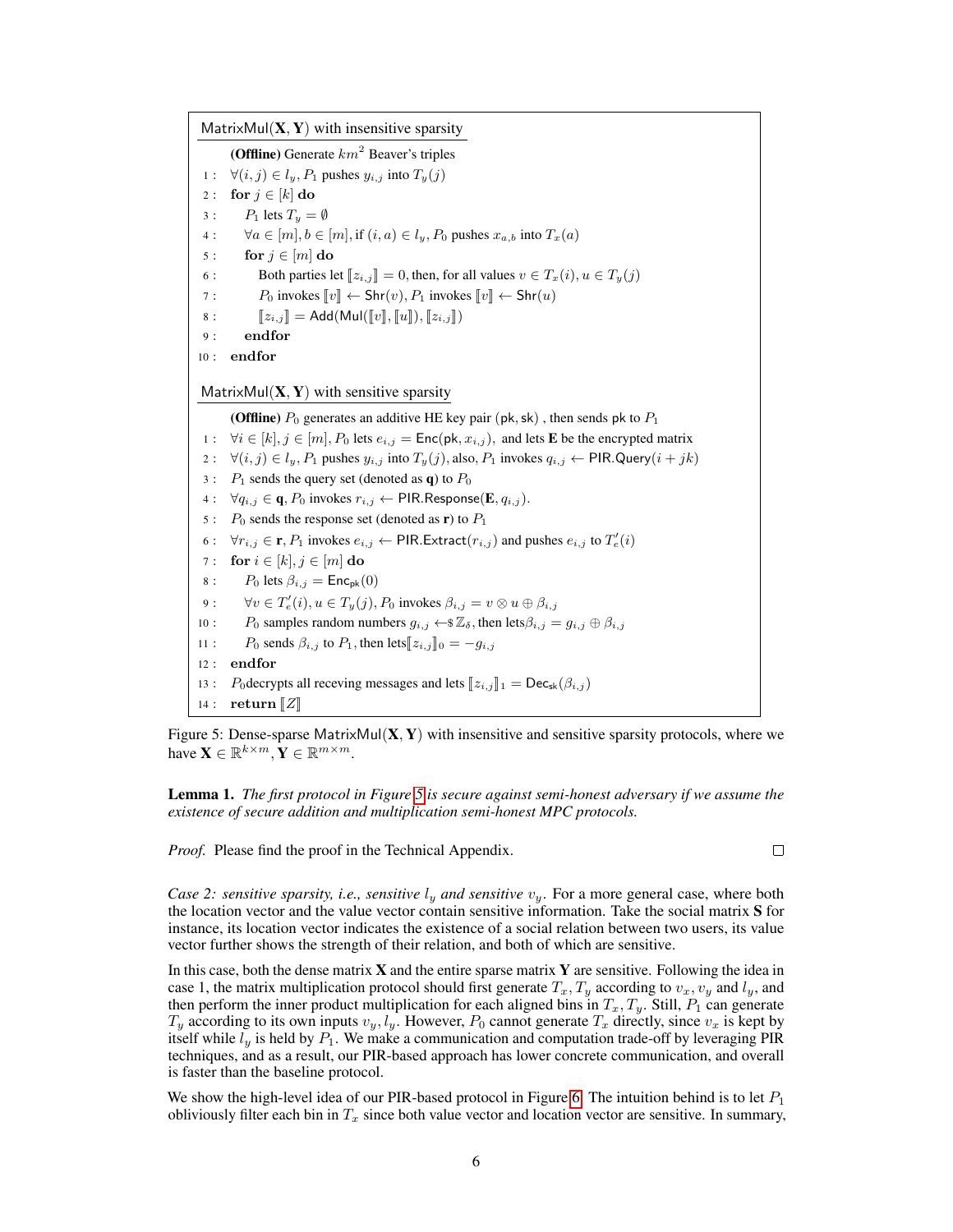```
MatrixMul(X, Y) with insensitive sparsity

(Offline) Generate km^2 Beaver's triples
1 :  ∀(i, j) ∈ l_y, P_1 pushes y_{i,j} into T_y(j)
2 :  for j ∈ [k] do
3 :     P_1 lets T_y = ∅
4 :     ∀a ∈ [m], b ∈ [m], if (i, a) ∈ l_y, P_0 pushes x_{a,b} into T_x(a)
5 :     for j ∈ [m] do
6 :        Both parties let ⟦z_{i,j}⟧ = 0, then, for all values v ∈ T_x(i), u ∈ T_y(j)
7 :        P_0 invokes ⟦v⟧ ← Shr(v), P_1 invokes ⟦v⟧ ← Shr(u)
8 :        ⟦z_{i,j}⟧ = Add(Mul(⟦v⟧, ⟦u⟧), ⟦z_{i,j}⟧)
9 :     endfor
10 : endfor

MatrixMul(X, Y) with sensitive sparsity

(Offline) P_0 generates an additive HE key pair (pk, sk), then sends pk to P_1
1 :  ∀i ∈ [k], j ∈ [m], P_0 lets e_{i,j} = Enc(pk, x_{i,j}), and lets E be the encrypted matrix
2 :  ∀(i, j) ∈ l_y, P_1 pushes y_{i,j} into T_y(j), also, P_1 invokes q_{i,j} ← PIR.Query(i + jk)
3 :  P_1 sends the query set (denoted as q) to P_0
4 :  ∀q_{i,j} ∈ q, P_0 invokes r_{i,j} ← PIR.Response(E, q_{i,j}).
5 :  P_0 sends the response set (denoted as r) to P_1
6 :  ∀r_{i,j} ∈ r, P_1 invokes e_{i,j} ← PIR.Extract(r_{i,j}) and pushes e_{i,j} to T'_e(i)
7 :  for i ∈ [k], j ∈ [m] do
8 :     P_0 lets β_{i,j} = Enc_pk(0)
9 :     ∀v ∈ T'_e(i), u ∈ T_y(j), P_0 invokes β_{i,j} = v ⊗ u ⊕ β_{i,j}
10 :    P_0 samples random numbers g_{i,j} ←$ Z_δ, then letsβ_{i,j} = g_{i,j} ⊕ β_{i,j}
11 :    P_0 sends β_{i,j} to P_1, then lets⟦z_{i,j}⟧_0 = −g_{i,j}
12 : endfor
13 : P_0decrypts all receving messages and lets ⟦z_{i,j}⟧_1 = Dec_sk(β_{i,j})
14 : return ⟦Z⟧
```

Figure 5: Dense-sparse $\mathsf{MatrixMul}(\mathbf{X}, \mathbf{Y})$ with insensitive and sensitive sparsity protocols, where we have $\mathbf{X} \in \mathbb{R}^{k \times m}, \mathbf{Y} \in \mathbb{R}^{m \times m}$.

**Lemma 1.** *The first protocol in Figure 5 is secure against semi-honest adversary if we assume the existence of secure addition and multiplication semi-honest MPC protocols.*

*Proof.* Please find the proof in the Technical Appendix. □

*Case 2: sensitive sparsity, i.e., sensitive $l_y$ and sensitive $v_y$.* For a more general case, where both the location vector and the value vector contain sensitive information. Take the social matrix $\mathbf{S}$ for instance, its location vector indicates the existence of a social relation between two users, its value vector further shows the strength of their relation, and both of which are sensitive.

In this case, both the dense matrix $\mathbf{X}$ and the entire sparse matrix $\mathbf{Y}$ are sensitive. Following the idea in case 1, the matrix multiplication protocol should first generate $T_x, T_y$ according to $v_x, v_y$ and $l_y$, and then perform the inner product multiplication for each aligned bins in $T_x, T_y$. Still, $P_1$ can generate $T_y$ according to its own inputs $v_y, l_y$. However, $P_0$ cannot generate $T_x$ directly, since $v_x$ is kept by itself while $l_y$ is held by $P_1$. We make a communication and computation trade-off by leveraging PIR techniques, and as a result, our PIR-based approach has lower concrete communication, and overall is faster than the baseline protocol.

We show the high-level idea of our PIR-based protocol in Figure 6. The intuition behind is to let $P_1$ obliviously filter each bin in $T_x$ since both value vector and location vector are sensitive. In summary,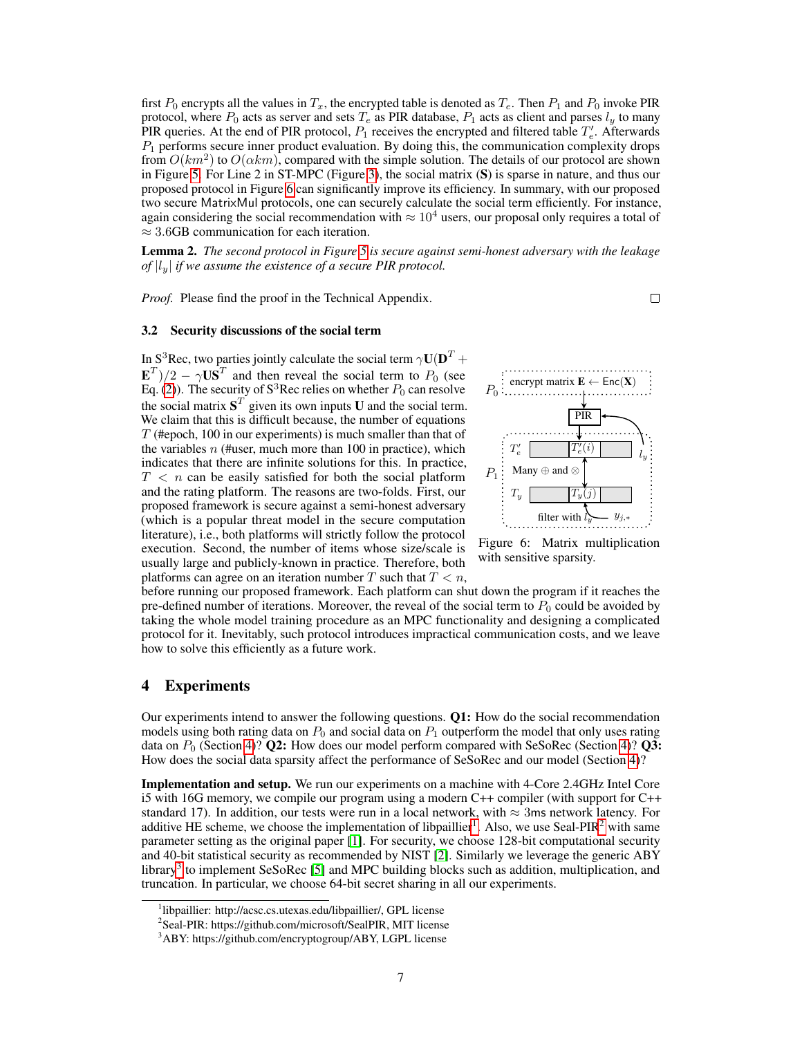first $P_0$ encrypts all the values in $T_x$, the encrypted table is denoted as $T_e$. Then $P_1$ and $P_0$ invoke PIR protocol, where $P_0$ acts as server and sets $T_e$ as PIR database, $P_1$ acts as client and parses $l_y$ to many PIR queries. At the end of PIR protocol, $P_1$ receives the encrypted and filtered table $T_e'$. Afterwards $P_1$ performs secure inner product evaluation. By doing this, the communication complexity drops from $O(km^2)$ to $O(\alpha km)$, compared with the simple solution. The details of our protocol are shown in Figure 5. For Line 2 in ST-MPC (Figure 3), the social matrix ($\mathbf{S}$) is sparse in nature, and thus our proposed protocol in Figure 6 can significantly improve its efficiency. In summary, with our proposed two secure MatrixMul protocols, one can securely calculate the social term efficiently. For instance, again considering the social recommendation with $\approx 10^4$ users, our proposal only requires a total of $\approx 3.6$GB communication for each iteration.

**Lemma 2.** *The second protocol in Figure 5 is secure against semi-honest adversary with the leakage of $|l_y|$ if we assume the existence of a secure PIR protocol.*

*Proof.* Please find the proof in the Technical Appendix. □

### 3.2 Security discussions of the social term

In S$^3$Rec, two parties jointly calculate the social term $\gamma\mathbf{U}(\mathbf{D}^T + \mathbf{E}^T)/2 - \gamma\mathbf{U}\mathbf{S}^T$ and then reveal the social term to $P_0$ (see Eq. (2)). The security of S$^3$Rec relies on whether $P_0$ can resolve the social matrix $\mathbf{S}^T$ given its own inputs $\mathbf{U}$ and the social term. We claim that this is difficult because, the number of equations $T$ (#epoch, 100 in our experiments) is much smaller than that of the variables $n$ (#user, much more than 100 in practice), which indicates that there are infinite solutions for this. In practice, $T < n$ can be easily satisfied for both the social platform and the rating platform. The reasons are two-folds. First, our proposed framework is secure against a semi-honest adversary (which is a popular threat model in the secure computation literature), i.e., both platforms will strictly follow the protocol execution. Second, the number of items whose size/scale is usually large and publicly-known in practice. Therefore, both platforms can agree on an iteration number $T$ such that $T < n$, before running our proposed framework. Each platform can shut down the program if it reaches the pre-defined number of iterations. Moreover, the reveal of the social term to $P_0$ could be avoided by taking the whole model training procedure as an MPC functionality and designing a complicated protocol for it. Inevitably, such protocol introduces impractical communication costs, and we leave how to solve this efficiently as a future work.

$P_0$: encrypt matrix $\mathbf{E} \leftarrow \mathsf{Enc}(\mathbf{X})$ → PIR ← $l_y$

$P_1$: $T_e'$ [ $T_e'(i)$ ] ; Many $\oplus$ and $\otimes$ ; $T_y$ [ $T_y(j)$ ] ; filter with $l_y$ ← $y_{j,*}$

Figure 6: Matrix multiplication with sensitive sparsity.

## 4 Experiments

Our experiments intend to answer the following questions. **Q1:** How do the social recommendation models using both rating data on $P_0$ and social data on $P_1$ outperform the model that only uses rating data on $P_0$ (Section 4)? **Q2:** How does our model perform compared with SeSoRec (Section 4)? **Q3:** How does the social data sparsity affect the performance of SeSoRec and our model (Section 4)?

**Implementation and setup.** We run our experiments on a machine with 4-Core 2.4GHz Intel Core i5 with 16G memory, we compile our program using a modern C++ compiler (with support for C++ standard 17). In addition, our tests were run in a local network, with $\approx$ 3ms network latency. For additive HE scheme, we choose the implementation of libpaillier[1]. Also, we use Seal-PIR[2] with same parameter setting as the original paper [1]. For security, we choose 128-bit computational security and 40-bit statistical security as recommended by NIST [2]. Similarly we leverage the generic ABY library[3] to implement SeSoRec [5] and MPC building blocks such as addition, multiplication, and truncation. In particular, we choose 64-bit secret sharing in all our experiments.

[1] libpaillier: http://acsc.cs.utexas.edu/libpaillier/, GPL license

[2] Seal-PIR: https://github.com/microsoft/SealPIR, MIT license

[3] ABY: https://github.com/encryptogroup/ABY, LGPL license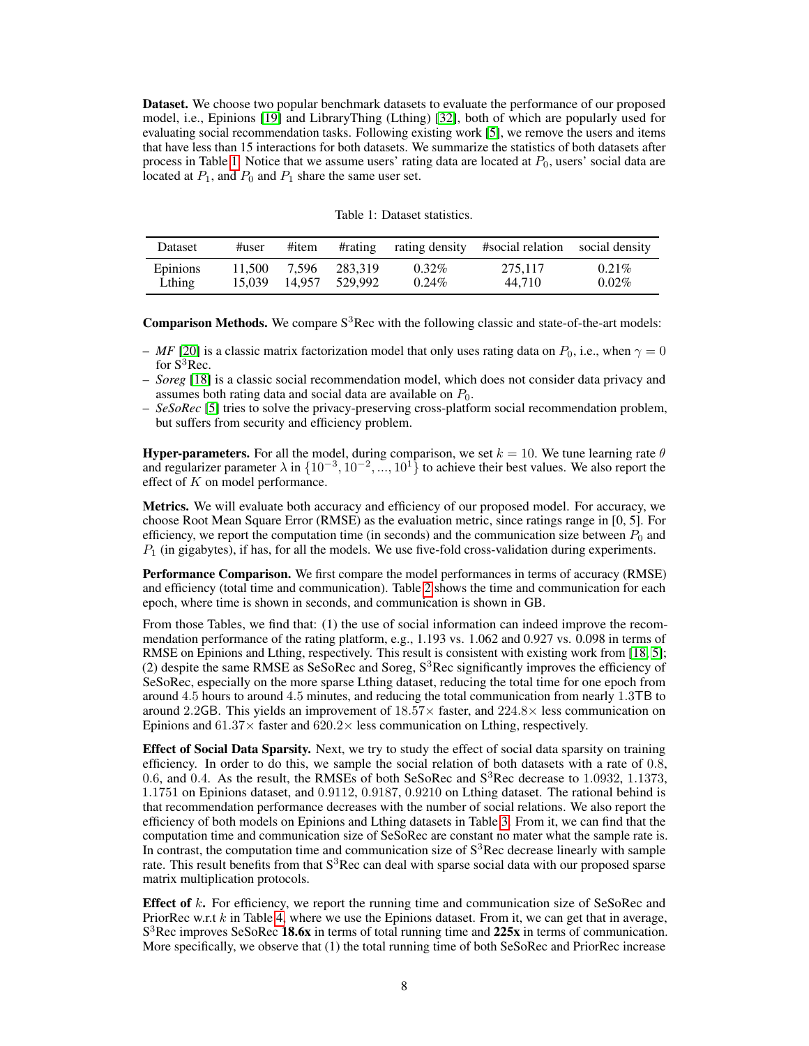**Dataset.** We choose two popular benchmark datasets to evaluate the performance of our proposed model, i.e., Epinions [19] and LibraryThing (Lthing) [32], both of which are popularly used for evaluating social recommendation tasks. Following existing work [5], we remove the users and items that have less than 15 interactions for both datasets. We summarize the statistics of both datasets after process in Table 1. Notice that we assume users' rating data are located at $P_0$, users' social data are located at $P_1$, and $P_0$ and $P_1$ share the same user set.

Table 1: Dataset statistics.

| Dataset | #user | #item | #rating | rating density | #social relation | social density |
|---|---|---|---|---|---|---|
| Epinions | 11,500 | 7,596 | 283,319 | 0.32% | 275,117 | 0.21% |
| Lthing | 15,039 | 14,957 | 529,992 | 0.24% | 44,710 | 0.02% |

**Comparison Methods.** We compare S$^3$Rec with the following classic and state-of-the-art models:

- *MF* [20] is a classic matrix factorization model that only uses rating data on $P_0$, i.e., when $\gamma = 0$ for S$^3$Rec.
- *Soreg* [18] is a classic social recommendation model, which does not consider data privacy and assumes both rating data and social data are available on $P_0$.
- *SeSoRec* [5] tries to solve the privacy-preserving cross-platform social recommendation problem, but suffers from security and efficiency problem.

**Hyper-parameters.** For all the model, during comparison, we set $k = 10$. We tune learning rate $\theta$ and regularizer parameter $\lambda$ in $\{10^{-3}, 10^{-2}, ..., 10^{1}\}$ to achieve their best values. We also report the effect of $K$ on model performance.

**Metrics.** We will evaluate both accuracy and efficiency of our proposed model. For accuracy, we choose Root Mean Square Error (RMSE) as the evaluation metric, since ratings range in [0, 5]. For efficiency, we report the computation time (in seconds) and the communication size between $P_0$ and $P_1$ (in gigabytes), if has, for all the models. We use five-fold cross-validation during experiments.

**Performance Comparison.** We first compare the model performances in terms of accuracy (RMSE) and efficiency (total time and communication). Table 2 shows the time and communication for each epoch, where time is shown in seconds, and communication is shown in GB.

From those Tables, we find that: (1) the use of social information can indeed improve the recommendation performance of the rating platform, e.g., 1.193 vs. 1.062 and 0.927 vs. 0.098 in terms of RMSE on Epinions and Lthing, respectively. This result is consistent with existing work from [18, 5]; (2) despite the same RMSE as SeSoRec and Soreg, S$^3$Rec significantly improves the efficiency of SeSoRec, especially on the more sparse Lthing dataset, reducing the total time for one epoch from around $4.5$ hours to around $4.5$ minutes, and reducing the total communication from nearly $1.3$TB to around $2.2$GB. This yields an improvement of $18.57\times$ faster, and $224.8\times$ less communication on Epinions and $61.37\times$ faster and $620.2\times$ less communication on Lthing, respectively.

**Effect of Social Data Sparsity.** Next, we try to study the effect of social data sparsity on training efficiency. In order to do this, we sample the social relation of both datasets with a rate of $0.8$, $0.6$, and $0.4$. As the result, the RMSEs of both SeSoRec and S$^3$Rec decrease to 1.0932, 1.1373, 1.1751 on Epinions dataset, and 0.9112, 0.9187, 0.9210 on Lthing dataset. The rational behind is that recommendation performance decreases with the number of social relations. We also report the efficiency of both models on Epinions and Lthing datasets in Table 3. From it, we can find that the computation time and communication size of SeSoRec are constant no mater what the sample rate is. In contrast, the computation time and communication size of S$^3$Rec decrease linearly with sample rate. This result benefits from that S$^3$Rec can deal with sparse social data with our proposed sparse matrix multiplication protocols.

**Effect of $k$.** For efficiency, we report the running time and communication size of SeSoRec and PriorRec w.r.t $k$ in Table 4, where we use the Epinions dataset. From it, we can get that in average, S$^3$Rec improves SeSoRec **18.6x** in terms of total running time and **225x** in terms of communication. More specifically, we observe that (1) the total running time of both SeSoRec and PriorRec increase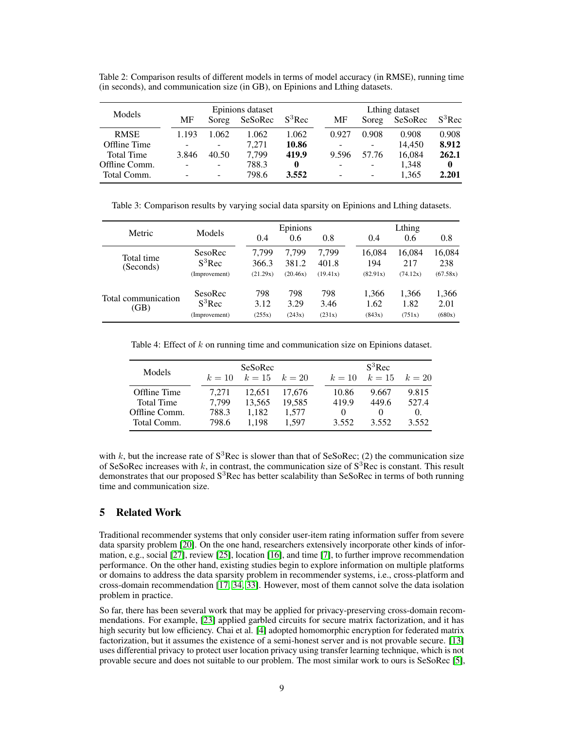Table 2: Comparison results of different models in terms of model accuracy (in RMSE), running time (in seconds), and communication size (in GB), on Epinions and Lthing datasets.

| Models | Epinions dataset | | | | Lthing dataset | | | |
|---|---|---|---|---|---|---|---|---|
| | MF | Soreg | SeSoRec | $S^3$Rec | MF | Soreg | SeSoRec | $S^3$Rec |
| RMSE | 1.193 | 1.062 | 1.062 | 1.062 | 0.927 | 0.908 | 0.908 | 0.908 |
| Offline Time | - | - | 7,271 | **10.86** | - | - | 14,450 | **8.912** |
| Total Time | 3.846 | 40.50 | 7,799 | **419.9** | 9.596 | 57.76 | 16,084 | **262.1** |
| Offline Comm. | - | - | 788.3 | **0** | - | - | 1,348 | **0** |
| Total Comm. | - | - | 798.6 | **3.552** | - | - | 1,365 | **2.201** |

Table 3: Comparison results by varying social data sparsity on Epinions and Lthing datasets.

| Metric | Models | Epinions | | | Lthing | | |
|---|---|---|---|---|---|---|---|
| | | 0.4 | 0.6 | 0.8 | 0.4 | 0.6 | 0.8 |
| Total time (Seconds) | SesoRec | 7,799 | 7,799 | 7,799 | 16,084 | 16,084 | 16,084 |
| | $S^3$Rec | 366.3 | 381.2 | 401.8 | 194 | 217 | 238 |
| | (Improvement) | (21.29x) | (20.46x) | (19.41x) | (82.91x) | (74.12x) | (67.58x) |
| Total communication (GB) | SesoRec | 798 | 798 | 798 | 1,366 | 1,366 | 1,366 |
| | $S^3$Rec | 3.12 | 3.29 | 3.46 | 1.62 | 1.82 | 2.01 |
| | (Improvement) | (255x) | (243x) | (231x) | (843x) | (751x) | (680x) |

Table 4: Effect of $k$ on running time and communication size on Epinions dataset.

| Models | SeSoRec | | | $S^3$Rec | | |
|---|---|---|---|---|---|---|
| | $k=10$ | $k=15$ | $k=20$ | $k=10$ | $k=15$ | $k=20$ |
| Offline Time | 7,271 | 12,651 | 17,676 | 10.86 | 9.667 | 9.815 |
| Total Time | 7,799 | 13,565 | 19,585 | 419.9 | 449.6 | 527.4 |
| Offline Comm. | 788.3 | 1,182 | 1,577 | 0 | 0 | 0. |
| Total Comm. | 798.6 | 1,198 | 1,597 | 3.552 | 3.552 | 3.552 |

with $k$, but the increase rate of $S^3$Rec is slower than that of SeSoRec; (2) the communication size of SeSoRec increases with $k$, in contrast, the communication size of $S^3$Rec is constant. This result demonstrates that our proposed $S^3$Rec has better scalability than SeSoRec in terms of both running time and communication size.

## 5 Related Work

Traditional recommender systems that only consider user-item rating information suffer from severe data sparsity problem [20]. On the one hand, researchers extensively incorporate other kinds of information, e.g., social [27], review [25], location [16], and time [7], to further improve recommendation performance. On the other hand, existing studies begin to explore information on multiple platforms or domains to address the data sparsity problem in recommender systems, i.e., cross-platform and cross-domain recommendation [17, 34, 33]. However, most of them cannot solve the data isolation problem in practice.

So far, there has been several work that may be applied for privacy-preserving cross-domain recommendations. For example, [23] applied garbled circuits for secure matrix factorization, and it has high security but low efficiency. Chai et al. [4] adopted homomorphic encryption for federated matrix factorization, but it assumes the existence of a semi-honest server and is not provable secure. [13] uses differential privacy to protect user location privacy using transfer learning technique, which is not provable secure and does not suitable to our problem. The most similar work to ours is SeSoRec [5],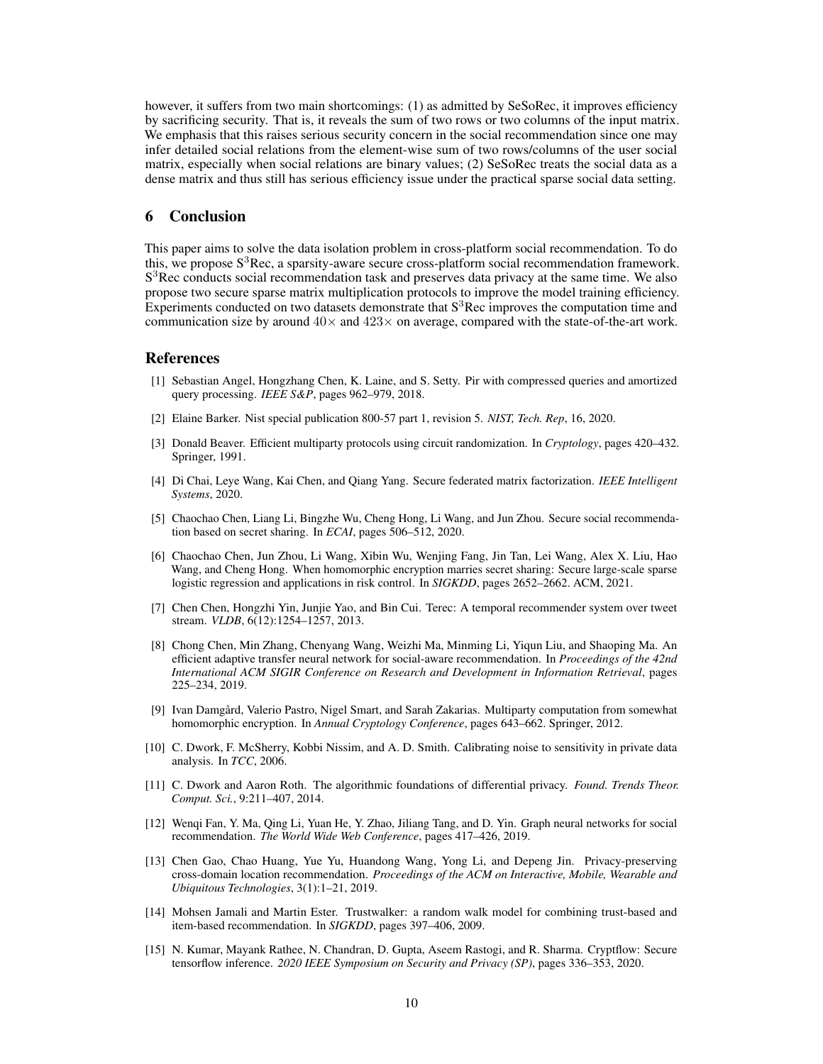however, it suffers from two main shortcomings: (1) as admitted by SeSoRec, it improves efficiency by sacrificing security. That is, it reveals the sum of two rows or two columns of the input matrix. We emphasis that this raises serious security concern in the social recommendation since one may infer detailed social relations from the element-wise sum of two rows/columns of the user social matrix, especially when social relations are binary values; (2) SeSoRec treats the social data as a dense matrix and thus still has serious efficiency issue under the practical sparse social data setting.

## 6 Conclusion

This paper aims to solve the data isolation problem in cross-platform social recommendation. To do this, we propose S$^3$Rec, a sparsity-aware secure cross-platform social recommendation framework. S$^3$Rec conducts social recommendation task and preserves data privacy at the same time. We also propose two secure sparse matrix multiplication protocols to improve the model training efficiency. Experiments conducted on two datasets demonstrate that S$^3$Rec improves the computation time and communication size by around $40\times$ and $423\times$ on average, compared with the state-of-the-art work.

## References

[1] Sebastian Angel, Hongzhang Chen, K. Laine, and S. Setty. Pir with compressed queries and amortized query processing. *IEEE S&P*, pages 962–979, 2018.

[2] Elaine Barker. Nist special publication 800-57 part 1, revision 5. *NIST, Tech. Rep*, 16, 2020.

[3] Donald Beaver. Efficient multiparty protocols using circuit randomization. In *Cryptology*, pages 420–432. Springer, 1991.

[4] Di Chai, Leye Wang, Kai Chen, and Qiang Yang. Secure federated matrix factorization. *IEEE Intelligent Systems*, 2020.

[5] Chaochao Chen, Liang Li, Bingzhe Wu, Cheng Hong, Li Wang, and Jun Zhou. Secure social recommendation based on secret sharing. In *ECAI*, pages 506–512, 2020.

[6] Chaochao Chen, Jun Zhou, Li Wang, Xibin Wu, Wenjing Fang, Jin Tan, Lei Wang, Alex X. Liu, Hao Wang, and Cheng Hong. When homomorphic encryption marries secret sharing: Secure large-scale sparse logistic regression and applications in risk control. In *SIGKDD*, pages 2652–2662. ACM, 2021.

[7] Chen Chen, Hongzhi Yin, Junjie Yao, and Bin Cui. Terec: A temporal recommender system over tweet stream. *VLDB*, 6(12):1254–1257, 2013.

[8] Chong Chen, Min Zhang, Chenyang Wang, Weizhi Ma, Minming Li, Yiqun Liu, and Shaoping Ma. An efficient adaptive transfer neural network for social-aware recommendation. In *Proceedings of the 42nd International ACM SIGIR Conference on Research and Development in Information Retrieval*, pages 225–234, 2019.

[9] Ivan Damgård, Valerio Pastro, Nigel Smart, and Sarah Zakarias. Multiparty computation from somewhat homomorphic encryption. In *Annual Cryptology Conference*, pages 643–662. Springer, 2012.

[10] C. Dwork, F. McSherry, Kobbi Nissim, and A. D. Smith. Calibrating noise to sensitivity in private data analysis. In *TCC*, 2006.

[11] C. Dwork and Aaron Roth. The algorithmic foundations of differential privacy. *Found. Trends Theor. Comput. Sci.*, 9:211–407, 2014.

[12] Wenqi Fan, Y. Ma, Qing Li, Yuan He, Y. Zhao, Jiliang Tang, and D. Yin. Graph neural networks for social recommendation. *The World Wide Web Conference*, pages 417–426, 2019.

[13] Chen Gao, Chao Huang, Yue Yu, Huandong Wang, Yong Li, and Depeng Jin. Privacy-preserving cross-domain location recommendation. *Proceedings of the ACM on Interactive, Mobile, Wearable and Ubiquitous Technologies*, 3(1):1–21, 2019.

[14] Mohsen Jamali and Martin Ester. Trustwalker: a random walk model for combining trust-based and item-based recommendation. In *SIGKDD*, pages 397–406, 2009.

[15] N. Kumar, Mayank Rathee, N. Chandran, D. Gupta, Aseem Rastogi, and R. Sharma. Cryptflow: Secure tensorflow inference. *2020 IEEE Symposium on Security and Privacy (SP)*, pages 336–353, 2020.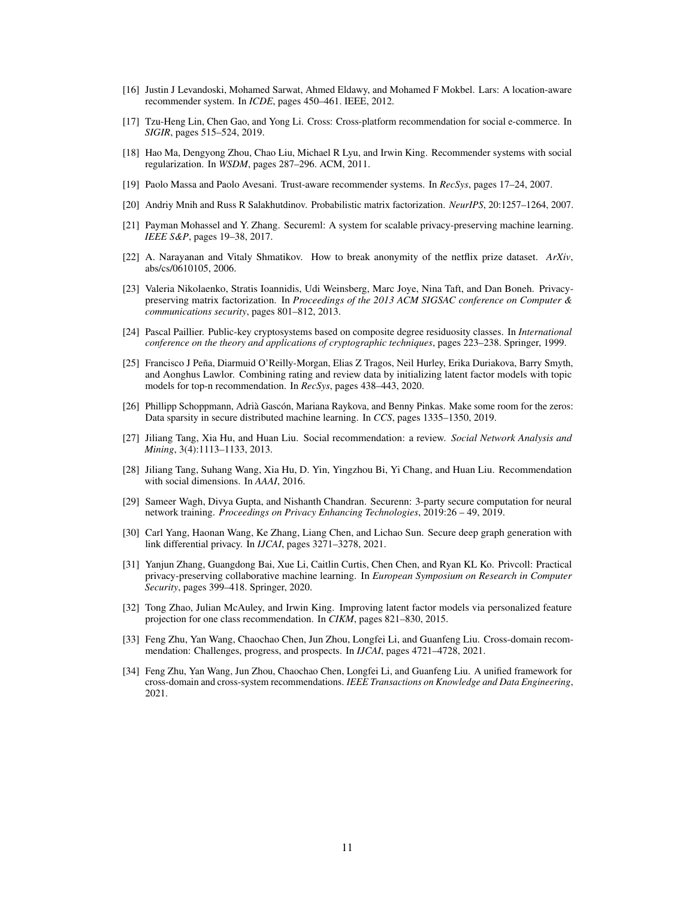[16] Justin J Levandoski, Mohamed Sarwat, Ahmed Eldawy, and Mohamed F Mokbel. Lars: A location-aware recommender system. In *ICDE*, pages 450–461. IEEE, 2012.

[17] Tzu-Heng Lin, Chen Gao, and Yong Li. Cross: Cross-platform recommendation for social e-commerce. In *SIGIR*, pages 515–524, 2019.

[18] Hao Ma, Dengyong Zhou, Chao Liu, Michael R Lyu, and Irwin King. Recommender systems with social regularization. In *WSDM*, pages 287–296. ACM, 2011.

[19] Paolo Massa and Paolo Avesani. Trust-aware recommender systems. In *RecSys*, pages 17–24, 2007.

[20] Andriy Mnih and Russ R Salakhutdinov. Probabilistic matrix factorization. *NeurIPS*, 20:1257–1264, 2007.

[21] Payman Mohassel and Y. Zhang. Secureml: A system for scalable privacy-preserving machine learning. *IEEE S&P*, pages 19–38, 2017.

[22] A. Narayanan and Vitaly Shmatikov. How to break anonymity of the netflix prize dataset. *ArXiv*, abs/cs/0610105, 2006.

[23] Valeria Nikolaenko, Stratis Ioannidis, Udi Weinsberg, Marc Joye, Nina Taft, and Dan Boneh. Privacy-preserving matrix factorization. In *Proceedings of the 2013 ACM SIGSAC conference on Computer & communications security*, pages 801–812, 2013.

[24] Pascal Paillier. Public-key cryptosystems based on composite degree residuosity classes. In *International conference on the theory and applications of cryptographic techniques*, pages 223–238. Springer, 1999.

[25] Francisco J Peña, Diarmuid O'Reilly-Morgan, Elias Z Tragos, Neil Hurley, Erika Duriakova, Barry Smyth, and Aonghus Lawlor. Combining rating and review data by initializing latent factor models with topic models for top-n recommendation. In *RecSys*, pages 438–443, 2020.

[26] Phillipp Schoppmann, Adrià Gascón, Mariana Raykova, and Benny Pinkas. Make some room for the zeros: Data sparsity in secure distributed machine learning. In *CCS*, pages 1335–1350, 2019.

[27] Jiliang Tang, Xia Hu, and Huan Liu. Social recommendation: a review. *Social Network Analysis and Mining*, 3(4):1113–1133, 2013.

[28] Jiliang Tang, Suhang Wang, Xia Hu, D. Yin, Yingzhou Bi, Yi Chang, and Huan Liu. Recommendation with social dimensions. In *AAAI*, 2016.

[29] Sameer Wagh, Divya Gupta, and Nishanth Chandran. Securenn: 3-party secure computation for neural network training. *Proceedings on Privacy Enhancing Technologies*, 2019:26 – 49, 2019.

[30] Carl Yang, Haonan Wang, Ke Zhang, Liang Chen, and Lichao Sun. Secure deep graph generation with link differential privacy. In *IJCAI*, pages 3271–3278, 2021.

[31] Yanjun Zhang, Guangdong Bai, Xue Li, Caitlin Curtis, Chen Chen, and Ryan KL Ko. Privcoll: Practical privacy-preserving collaborative machine learning. In *European Symposium on Research in Computer Security*, pages 399–418. Springer, 2020.

[32] Tong Zhao, Julian McAuley, and Irwin King. Improving latent factor models via personalized feature projection for one class recommendation. In *CIKM*, pages 821–830, 2015.

[33] Feng Zhu, Yan Wang, Chaochao Chen, Jun Zhou, Longfei Li, and Guanfeng Liu. Cross-domain recommendation: Challenges, progress, and prospects. In *IJCAI*, pages 4721–4728, 2021.

[34] Feng Zhu, Yan Wang, Jun Zhou, Chaochao Chen, Longfei Li, and Guanfeng Liu. A unified framework for cross-domain and cross-system recommendations. *IEEE Transactions on Knowledge and Data Engineering*, 2021.